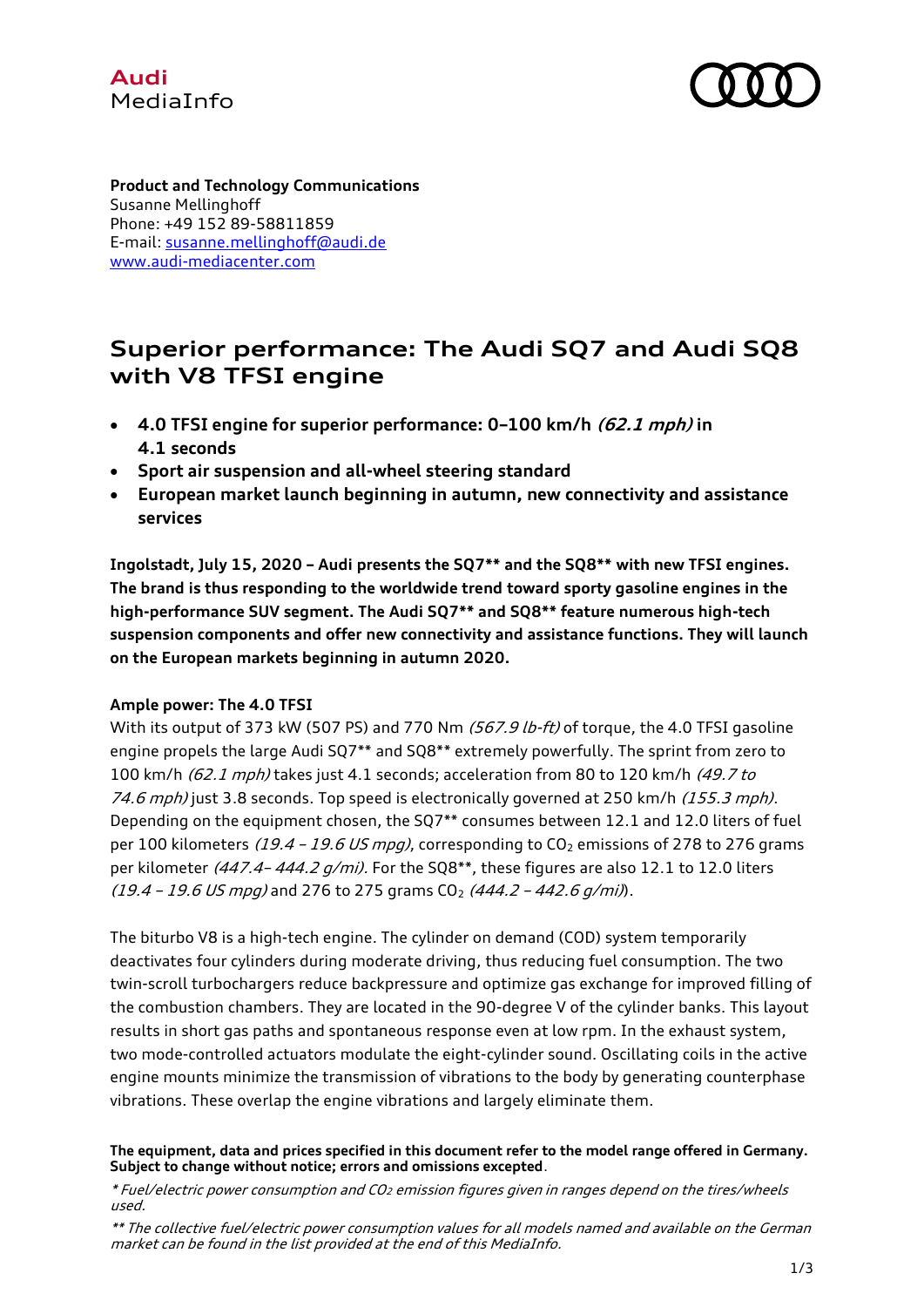Audi
MediaInfo

**Product and Technology Communications**
Susanne Mellinghoff
Phone: +49 152 89-58811859
E-mail: susanne.mellinghoff@audi.de
www.audi-mediacenter.com

# Superior performance: The Audi SQ7 and Audi SQ8 with V8 TFSI engine

- **4.0 TFSI engine for superior performance: 0–100 km/h *(62.1 mph)* in 4.1 seconds**
- **Sport air suspension and all-wheel steering standard**
- **European market launch beginning in autumn, new connectivity and assistance services**

**Ingolstadt, July 15, 2020 – Audi presents the SQ7** and the SQ8** with new TFSI engines. The brand is thus responding to the worldwide trend toward sporty gasoline engines in the high-performance SUV segment. The Audi SQ7** and SQ8** feature numerous high-tech suspension components and offer new connectivity and assistance functions. They will launch on the European markets beginning in autumn 2020.**

**Ample power: The 4.0 TFSI**

With its output of 373 kW (507 PS) and 770 Nm *(567.9 lb-ft)* of torque, the 4.0 TFSI gasoline engine propels the large Audi SQ7** and SQ8** extremely powerfully. The sprint from zero to 100 km/h *(62.1 mph)* takes just 4.1 seconds; acceleration from 80 to 120 km/h *(49.7 to 74.6 mph)* just 3.8 seconds. Top speed is electronically governed at 250 km/h *(155.3 mph)*. Depending on the equipment chosen, the SQ7** consumes between 12.1 and 12.0 liters of fuel per 100 kilometers *(19.4 – 19.6 US mpg)*, corresponding to $CO_2$ emissions of 278 to 276 grams per kilometer *(447.4– 444.2 g/mi)*. For the SQ8**, these figures are also 12.1 to 12.0 liters *(19.4 – 19.6 US mpg)* and 276 to 275 grams $CO_2$ *(444.2 – 442.6 g/mi)*.

The biturbo V8 is a high-tech engine. The cylinder on demand (COD) system temporarily deactivates four cylinders during moderate driving, thus reducing fuel consumption. The two twin-scroll turbochargers reduce backpressure and optimize gas exchange for improved filling of the combustion chambers. They are located in the 90-degree V of the cylinder banks. This layout results in short gas paths and spontaneous response even at low rpm. In the exhaust system, two mode-controlled actuators modulate the eight-cylinder sound. Oscillating coils in the active engine mounts minimize the transmission of vibrations to the body by generating counterphase vibrations. These overlap the engine vibrations and largely eliminate them.

**The equipment, data and prices specified in this document refer to the model range offered in Germany. Subject to change without notice; errors and omissions excepted**.

*\* Fuel/electric power consumption and $CO_2$ emission figures given in ranges depend on the tires/wheels used.*

*\*\* The collective fuel/electric power consumption values for all models named and available on the German market can be found in the list provided at the end of this MediaInfo.*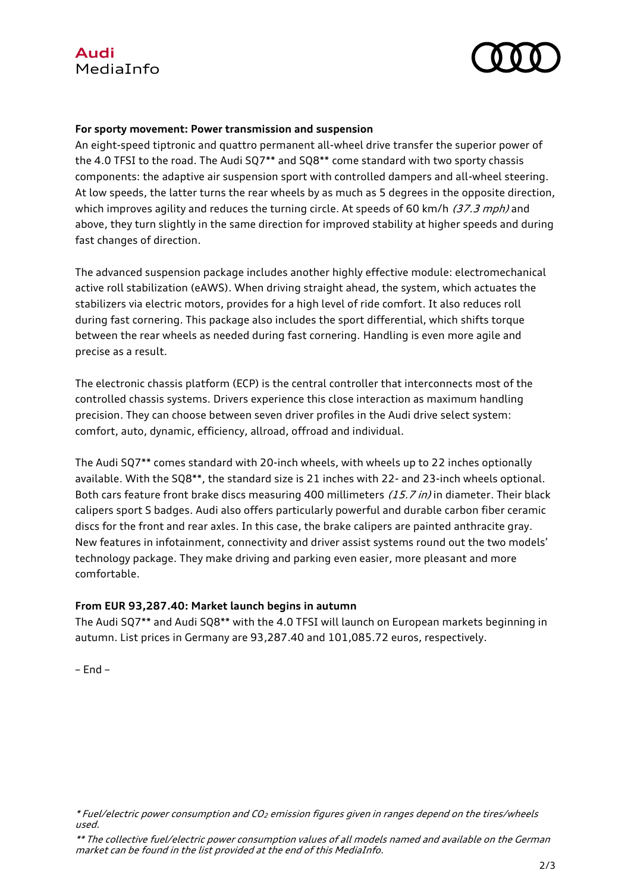**For sporty movement: Power transmission and suspension**

An eight-speed tiptronic and quattro permanent all-wheel drive transfer the superior power of the 4.0 TFSI to the road. The Audi SQ7** and SQ8** come standard with two sporty chassis components: the adaptive air suspension sport with controlled dampers and all-wheel steering. At low speeds, the latter turns the rear wheels by as much as 5 degrees in the opposite direction, which improves agility and reduces the turning circle. At speeds of 60 km/h *(37.3 mph)* and above, they turn slightly in the same direction for improved stability at higher speeds and during fast changes of direction.

The advanced suspension package includes another highly effective module: electromechanical active roll stabilization (eAWS). When driving straight ahead, the system, which actuates the stabilizers via electric motors, provides for a high level of ride comfort. It also reduces roll during fast cornering. This package also includes the sport differential, which shifts torque between the rear wheels as needed during fast cornering. Handling is even more agile and precise as a result.

The electronic chassis platform (ECP) is the central controller that interconnects most of the controlled chassis systems. Drivers experience this close interaction as maximum handling precision. They can choose between seven driver profiles in the Audi drive select system: comfort, auto, dynamic, efficiency, allroad, offroad and individual.

The Audi SQ7** comes standard with 20-inch wheels, with wheels up to 22 inches optionally available. With the SQ8**, the standard size is 21 inches with 22- and 23-inch wheels optional. Both cars feature front brake discs measuring 400 millimeters *(15.7 in)* in diameter. Their black calipers sport S badges. Audi also offers particularly powerful and durable carbon fiber ceramic discs for the front and rear axles. In this case, the brake calipers are painted anthracite gray. New features in infotainment, connectivity and driver assist systems round out the two models' technology package. They make driving and parking even easier, more pleasant and more comfortable.

**From EUR 93,287.40: Market launch begins in autumn**

The Audi SQ7** and Audi SQ8** with the 4.0 TFSI will launch on European markets beginning in autumn. List prices in Germany are 93,287.40 and 101,085.72 euros, respectively.

– End –

*\* Fuel/electric power consumption and $CO_2$ emission figures given in ranges depend on the tires/wheels used.*

*\*\* The collective fuel/electric power consumption values of all models named and available on the German market can be found in the list provided at the end of this MediaInfo.*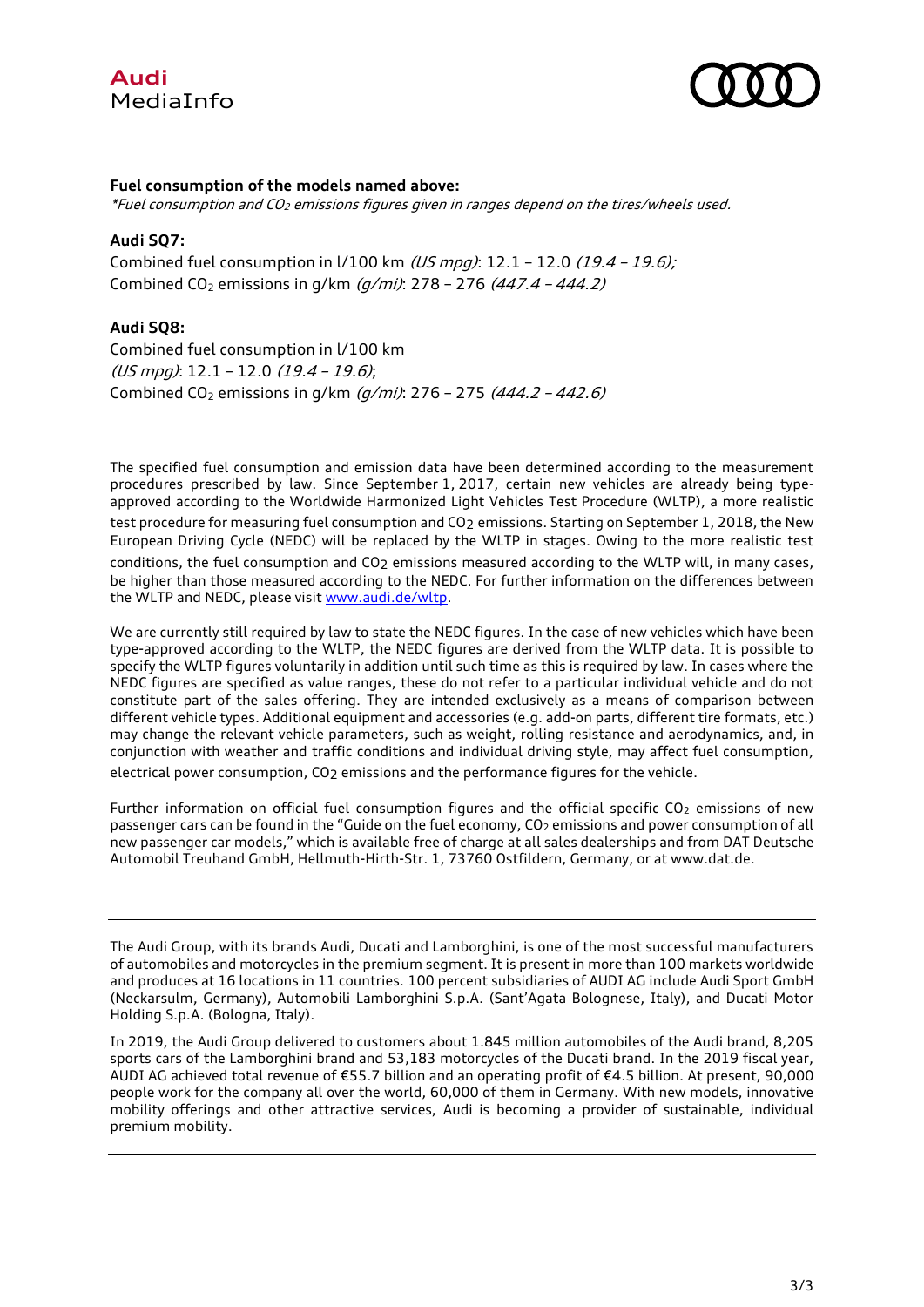**Fuel consumption of the models named above:**

*\*Fuel consumption and $CO_2$ emissions figures given in ranges depend on the tires/wheels used.*

**Audi SQ7:**

Combined fuel consumption in l/100 km *(US mpg)*: 12.1 – 12.0 *(19.4 – 19.6);*
Combined $CO_2$ emissions in g/km *(g/mi)*: 278 – 276 *(447.4 – 444.2)*

**Audi SQ8:**

Combined fuel consumption in l/100 km
*(US mpg)*: 12.1 – 12.0 *(19.4 – 19.6)*;
Combined $CO_2$ emissions in g/km *(g/mi)*: 276 – 275 *(444.2 – 442.6)*

The specified fuel consumption and emission data have been determined according to the measurement procedures prescribed by law. Since September 1, 2017, certain new vehicles are already being type-approved according to the Worldwide Harmonized Light Vehicles Test Procedure (WLTP), a more realistic test procedure for measuring fuel consumption and $CO_2$ emissions. Starting on September 1, 2018, the New European Driving Cycle (NEDC) will be replaced by the WLTP in stages. Owing to the more realistic test conditions, the fuel consumption and $CO_2$ emissions measured according to the WLTP will, in many cases, be higher than those measured according to the NEDC. For further information on the differences between the WLTP and NEDC, please visit www.audi.de/wltp.

We are currently still required by law to state the NEDC figures. In the case of new vehicles which have been type-approved according to the WLTP, the NEDC figures are derived from the WLTP data. It is possible to specify the WLTP figures voluntarily in addition until such time as this is required by law. In cases where the NEDC figures are specified as value ranges, these do not refer to a particular individual vehicle and do not constitute part of the sales offering. They are intended exclusively as a means of comparison between different vehicle types. Additional equipment and accessories (e.g. add-on parts, different tire formats, etc.) may change the relevant vehicle parameters, such as weight, rolling resistance and aerodynamics, and, in conjunction with weather and traffic conditions and individual driving style, may affect fuel consumption, electrical power consumption, $CO_2$ emissions and the performance figures for the vehicle.

Further information on official fuel consumption figures and the official specific $CO_2$ emissions of new passenger cars can be found in the "Guide on the fuel economy, $CO_2$ emissions and power consumption of all new passenger car models," which is available free of charge at all sales dealerships and from DAT Deutsche Automobil Treuhand GmbH, Hellmuth-Hirth-Str. 1, 73760 Ostfildern, Germany, or at www.dat.de.

---

The Audi Group, with its brands Audi, Ducati and Lamborghini, is one of the most successful manufacturers of automobiles and motorcycles in the premium segment. It is present in more than 100 markets worldwide and produces at 16 locations in 11 countries. 100 percent subsidiaries of AUDI AG include Audi Sport GmbH (Neckarsulm, Germany), Automobili Lamborghini S.p.A. (Sant'Agata Bolognese, Italy), and Ducati Motor Holding S.p.A. (Bologna, Italy).

In 2019, the Audi Group delivered to customers about 1.845 million automobiles of the Audi brand, 8,205 sports cars of the Lamborghini brand and 53,183 motorcycles of the Ducati brand. In the 2019 fiscal year, AUDI AG achieved total revenue of €55.7 billion and an operating profit of €4.5 billion. At present, 90,000 people work for the company all over the world, 60,000 of them in Germany. With new models, innovative mobility offerings and other attractive services, Audi is becoming a provider of sustainable, individual premium mobility.

---